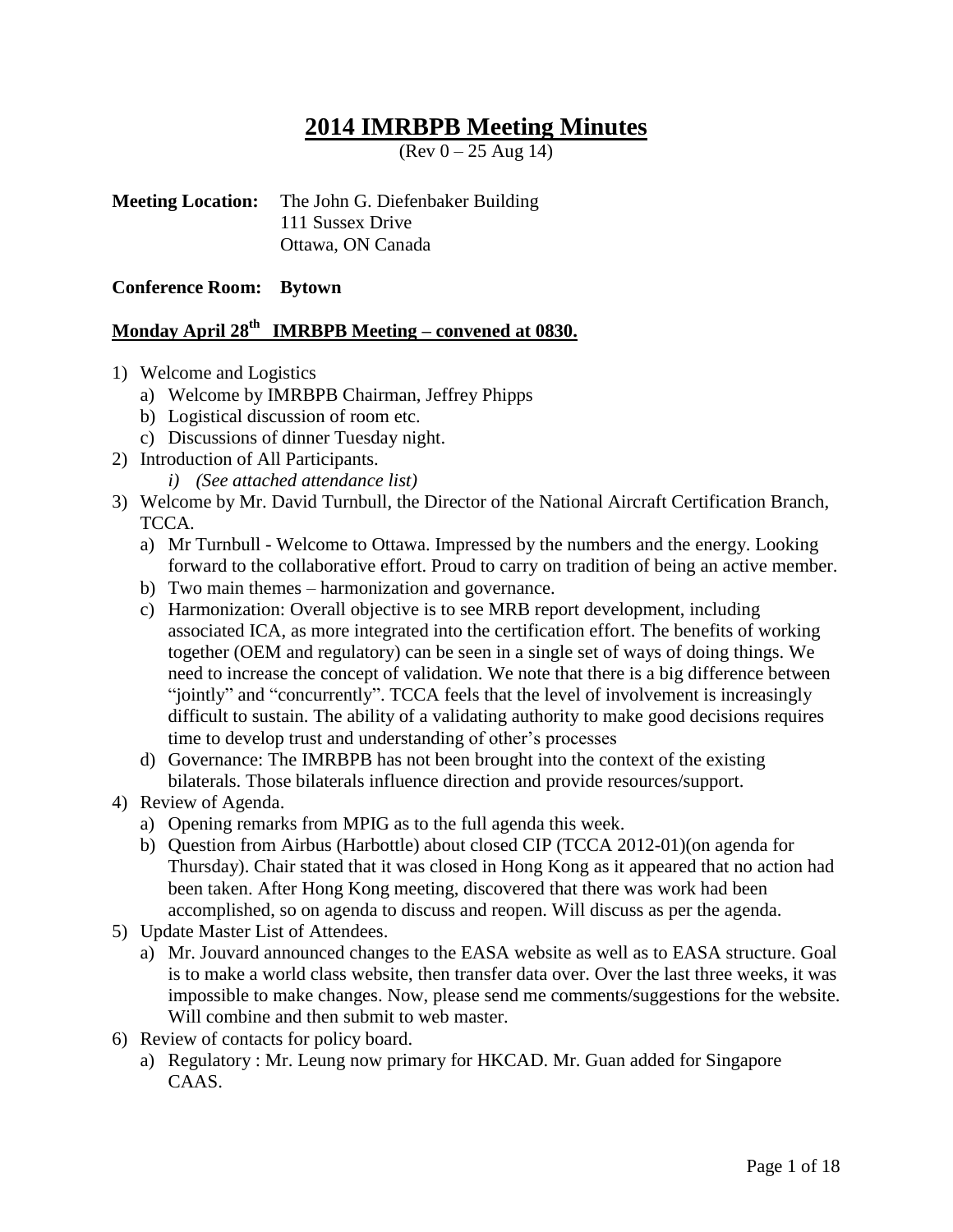# 2014 IMRBPB Meeting Minutes

(Rev 0 – 25 Aug 14)

**Meeting Location:** The John G. Diefenbaker Building
111 Sussex Drive
Ottawa, ON Canada

**Conference Room: Bytown**

## Monday April 28th IMRBPB Meeting – convened at 0830.

1) Welcome and Logistics
   a) Welcome by IMRBPB Chairman, Jeffrey Phipps
   b) Logistical discussion of room etc.
   c) Discussions of dinner Tuesday night.
2) Introduction of All Participants.
   i) *(See attached attendance list)*
3) Welcome by Mr. David Turnbull, the Director of the National Aircraft Certification Branch, TCCA.
   a) Mr Turnbull - Welcome to Ottawa. Impressed by the numbers and the energy. Looking forward to the collaborative effort. Proud to carry on tradition of being an active member.
   b) Two main themes – harmonization and governance.
   c) Harmonization: Overall objective is to see MRB report development, including associated ICA, as more integrated into the certification effort. The benefits of working together (OEM and regulatory) can be seen in a single set of ways of doing things. We need to increase the concept of validation. We note that there is a big difference between "jointly" and "concurrently". TCCA feels that the level of involvement is increasingly difficult to sustain. The ability of a validating authority to make good decisions requires time to develop trust and understanding of other's processes
   d) Governance: The IMRBPB has not been brought into the context of the existing bilaterals. Those bilaterals influence direction and provide resources/support.
4) Review of Agenda.
   a) Opening remarks from MPIG as to the full agenda this week.
   b) Question from Airbus (Harbottle) about closed CIP (TCCA 2012-01)(on agenda for Thursday). Chair stated that it was closed in Hong Kong as it appeared that no action had been taken. After Hong Kong meeting, discovered that there was work had been accomplished, so on agenda to discuss and reopen. Will discuss as per the agenda.
5) Update Master List of Attendees.
   a) Mr. Jouvard announced changes to the EASA website as well as to EASA structure. Goal is to make a world class website, then transfer data over. Over the last three weeks, it was impossible to make changes. Now, please send me comments/suggestions for the website. Will combine and then submit to web master.
6) Review of contacts for policy board.
   a) Regulatory : Mr. Leung now primary for HKCAD. Mr. Guan added for Singapore CAAS.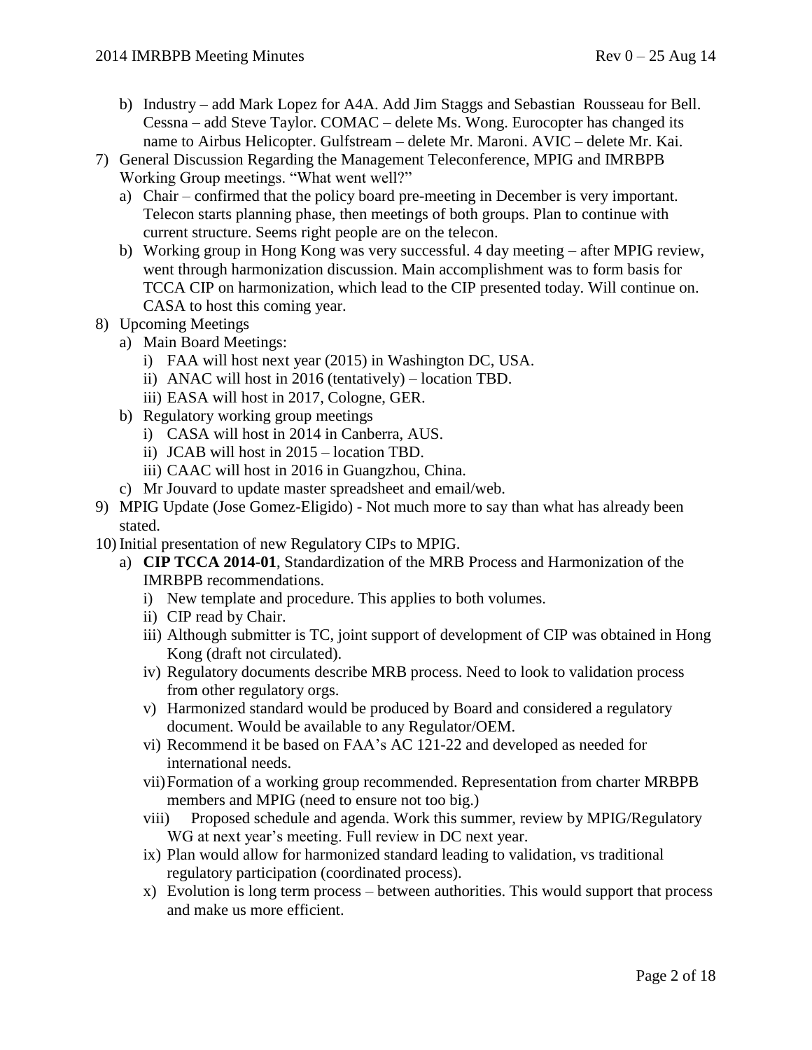b) Industry – add Mark Lopez for A4A. Add Jim Staggs and Sebastian Rousseau for Bell. Cessna – add Steve Taylor. COMAC – delete Ms. Wong. Eurocopter has changed its name to Airbus Helicopter. Gulfstream – delete Mr. Maroni. AVIC – delete Mr. Kai.

7) General Discussion Regarding the Management Teleconference, MPIG and IMRBPB Working Group meetings. "What went well?"
   a) Chair – confirmed that the policy board pre-meeting in December is very important. Telecon starts planning phase, then meetings of both groups. Plan to continue with current structure. Seems right people are on the telecon.
   b) Working group in Hong Kong was very successful. 4 day meeting – after MPIG review, went through harmonization discussion. Main accomplishment was to form basis for TCCA CIP on harmonization, which lead to the CIP presented today. Will continue on. CASA to host this coming year.

8) Upcoming Meetings
   a) Main Board Meetings:
      i) FAA will host next year (2015) in Washington DC, USA.
      ii) ANAC will host in 2016 (tentatively) – location TBD.
      iii) EASA will host in 2017, Cologne, GER.
   b) Regulatory working group meetings
      i) CASA will host in 2014 in Canberra, AUS.
      ii) JCAB will host in 2015 – location TBD.
      iii) CAAC will host in 2016 in Guangzhou, China.
   c) Mr Jouvard to update master spreadsheet and email/web.

9) MPIG Update (Jose Gomez-Eligido) - Not much more to say than what has already been stated.

10) Initial presentation of new Regulatory CIPs to MPIG.
    a) **CIP TCCA 2014-01**, Standardization of the MRB Process and Harmonization of the IMRBPB recommendations.
       i) New template and procedure. This applies to both volumes.
       ii) CIP read by Chair.
       iii) Although submitter is TC, joint support of development of CIP was obtained in Hong Kong (draft not circulated).
       iv) Regulatory documents describe MRB process. Need to look to validation process from other regulatory orgs.
       v) Harmonized standard would be produced by Board and considered a regulatory document. Would be available to any Regulator/OEM.
       vi) Recommend it be based on FAA's AC 121-22 and developed as needed for international needs.
       vii) Formation of a working group recommended. Representation from charter MRBPB members and MPIG (need to ensure not too big.)
       viii) Proposed schedule and agenda. Work this summer, review by MPIG/Regulatory WG at next year's meeting. Full review in DC next year.
       ix) Plan would allow for harmonized standard leading to validation, vs traditional regulatory participation (coordinated process).
       x) Evolution is long term process – between authorities. This would support that process and make us more efficient.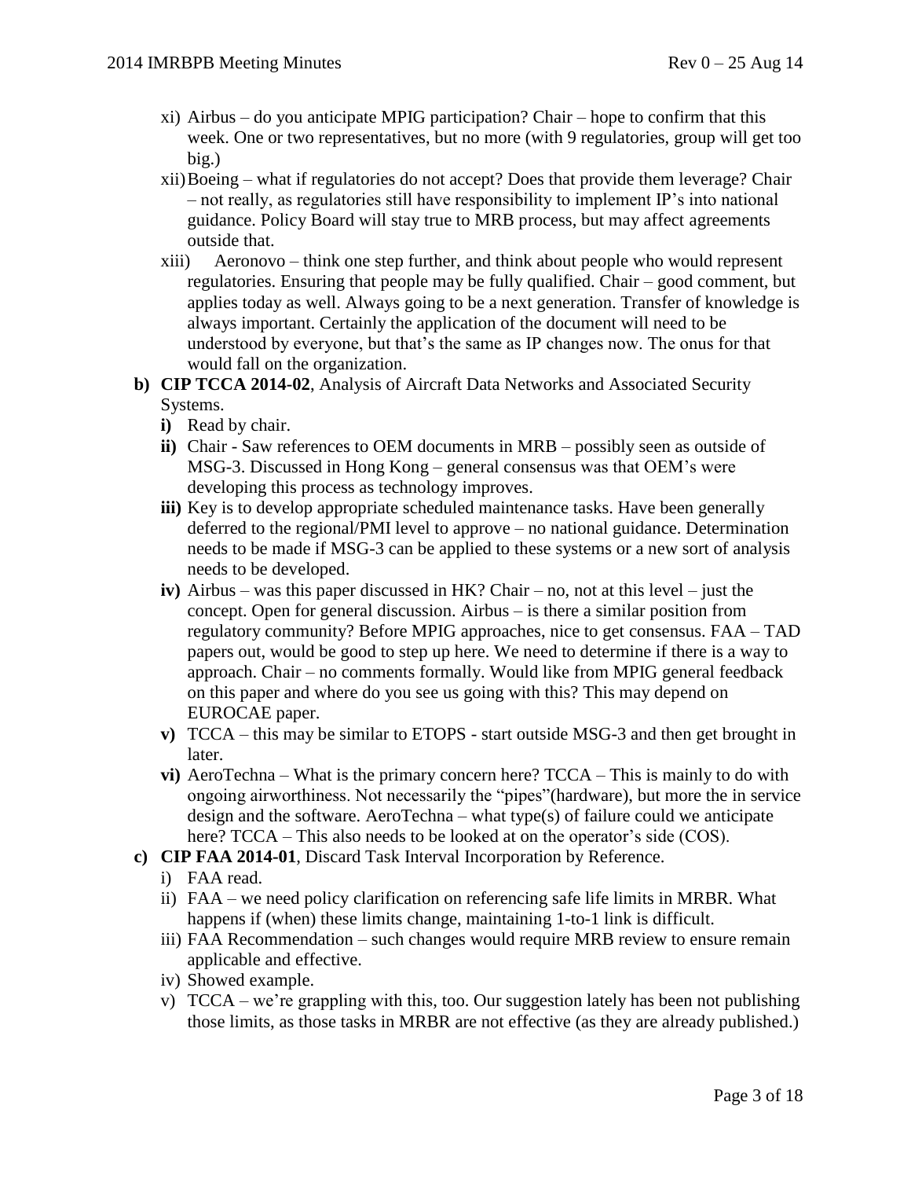- xi) Airbus – do you anticipate MPIG participation? Chair – hope to confirm that this week. One or two representatives, but no more (with 9 regulatories, group will get too big.)
- xii) Boeing – what if regulatories do not accept? Does that provide them leverage? Chair – not really, as regulatories still have responsibility to implement IP's into national guidance. Policy Board will stay true to MRB process, but may affect agreements outside that.
- xiii) Aeronovo – think one step further, and think about people who would represent regulatories. Ensuring that people may be fully qualified. Chair – good comment, but applies today as well. Always going to be a next generation. Transfer of knowledge is always important. Certainly the application of the document will need to be understood by everyone, but that's the same as IP changes now. The onus for that would fall on the organization.

**b) CIP TCCA 2014-02**, Analysis of Aircraft Data Networks and Associated Security Systems.

- **i)** Read by chair.
- **ii)** Chair - Saw references to OEM documents in MRB – possibly seen as outside of MSG-3. Discussed in Hong Kong – general consensus was that OEM's were developing this process as technology improves.
- **iii)** Key is to develop appropriate scheduled maintenance tasks. Have been generally deferred to the regional/PMI level to approve – no national guidance. Determination needs to be made if MSG-3 can be applied to these systems or a new sort of analysis needs to be developed.
- **iv)** Airbus – was this paper discussed in HK? Chair – no, not at this level – just the concept. Open for general discussion. Airbus – is there a similar position from regulatory community? Before MPIG approaches, nice to get consensus. FAA – TAD papers out, would be good to step up here. We need to determine if there is a way to approach. Chair – no comments formally. Would like from MPIG general feedback on this paper and where do you see us going with this? This may depend on EUROCAE paper.
- **v)** TCCA – this may be similar to ETOPS - start outside MSG-3 and then get brought in later.
- **vi)** AeroTechna – What is the primary concern here? TCCA – This is mainly to do with ongoing airworthiness. Not necessarily the "pipes"(hardware), but more the in service design and the software. AeroTechna – what type(s) of failure could we anticipate here? TCCA – This also needs to be looked at on the operator's side (COS).

**c) CIP FAA 2014-01**, Discard Task Interval Incorporation by Reference.

- i) FAA read.
- ii) FAA – we need policy clarification on referencing safe life limits in MRBR. What happens if (when) these limits change, maintaining 1-to-1 link is difficult.
- iii) FAA Recommendation – such changes would require MRB review to ensure remain applicable and effective.
- iv) Showed example.
- v) TCCA – we're grappling with this, too. Our suggestion lately has been not publishing those limits, as those tasks in MRBR are not effective (as they are already published.)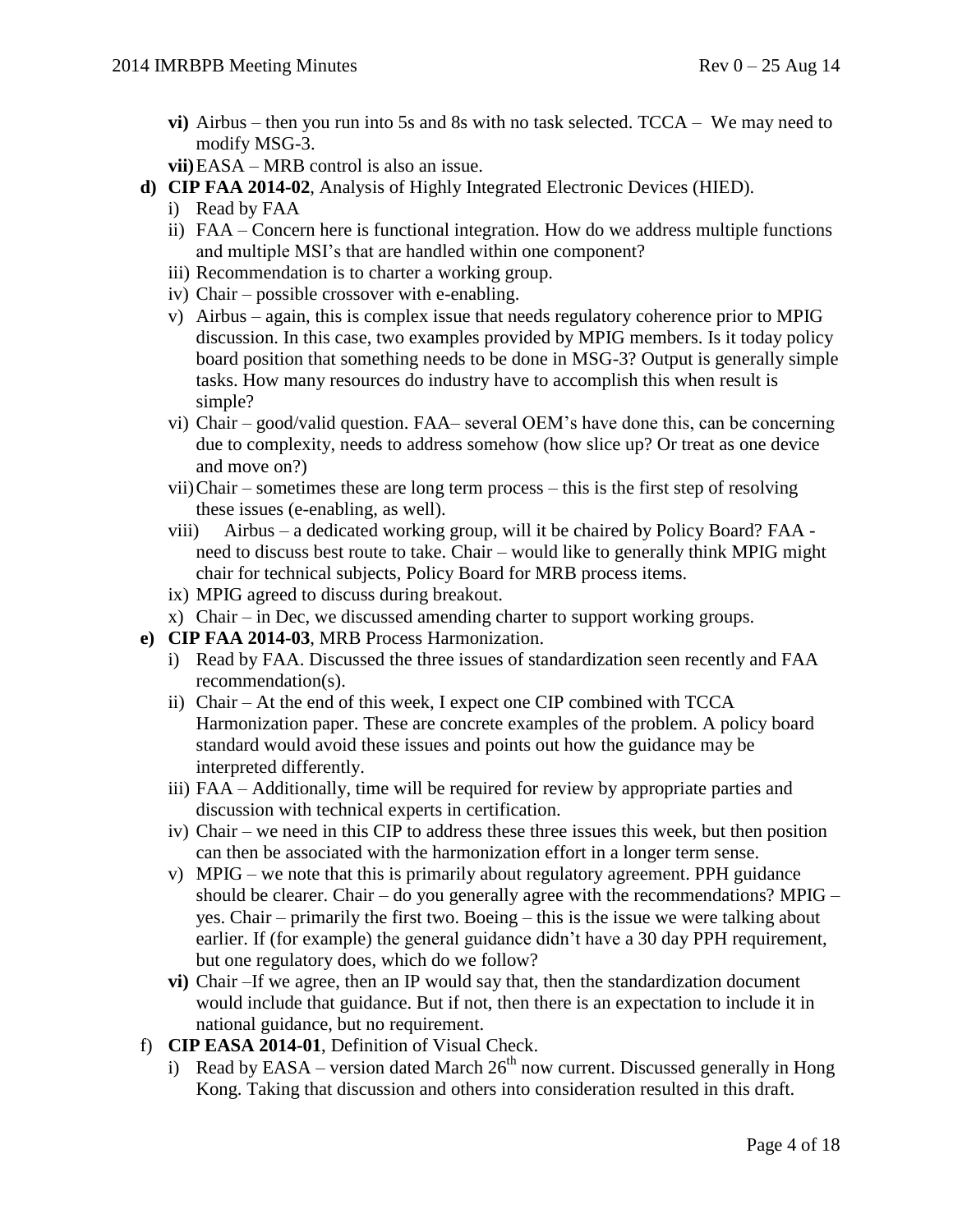- **vi)** Airbus – then you run into 5s and 8s with no task selected. TCCA – We may need to modify MSG-3.
- **vii)** EASA – MRB control is also an issue.

**d) CIP FAA 2014-02**, Analysis of Highly Integrated Electronic Devices (HIED).

- i) Read by FAA
- ii) FAA – Concern here is functional integration. How do we address multiple functions and multiple MSI's that are handled within one component?
- iii) Recommendation is to charter a working group.
- iv) Chair – possible crossover with e-enabling.
- v) Airbus – again, this is complex issue that needs regulatory coherence prior to MPIG discussion. In this case, two examples provided by MPIG members. Is it today policy board position that something needs to be done in MSG-3? Output is generally simple tasks. How many resources do industry have to accomplish this when result is simple?
- vi) Chair – good/valid question. FAA– several OEM's have done this, can be concerning due to complexity, needs to address somehow (how slice up? Or treat as one device and move on?)
- vii) Chair – sometimes these are long term process – this is the first step of resolving these issues (e-enabling, as well).
- viii) Airbus – a dedicated working group, will it be chaired by Policy Board? FAA - need to discuss best route to take. Chair – would like to generally think MPIG might chair for technical subjects, Policy Board for MRB process items.
- ix) MPIG agreed to discuss during breakout.
- x) Chair – in Dec, we discussed amending charter to support working groups.

**e) CIP FAA 2014-03**, MRB Process Harmonization.

- i) Read by FAA. Discussed the three issues of standardization seen recently and FAA recommendation(s).
- ii) Chair – At the end of this week, I expect one CIP combined with TCCA Harmonization paper. These are concrete examples of the problem. A policy board standard would avoid these issues and points out how the guidance may be interpreted differently.
- iii) FAA – Additionally, time will be required for review by appropriate parties and discussion with technical experts in certification.
- iv) Chair – we need in this CIP to address these three issues this week, but then position can then be associated with the harmonization effort in a longer term sense.
- v) MPIG – we note that this is primarily about regulatory agreement. PPH guidance should be clearer. Chair – do you generally agree with the recommendations? MPIG – yes. Chair – primarily the first two. Boeing – this is the issue we were talking about earlier. If (for example) the general guidance didn't have a 30 day PPH requirement, but one regulatory does, which do we follow?
- **vi)** Chair –If we agree, then an IP would say that, then the standardization document would include that guidance. But if not, then there is an expectation to include it in national guidance, but no requirement.

f) **CIP EASA 2014-01**, Definition of Visual Check.

- i) Read by EASA – version dated March 26th now current. Discussed generally in Hong Kong. Taking that discussion and others into consideration resulted in this draft.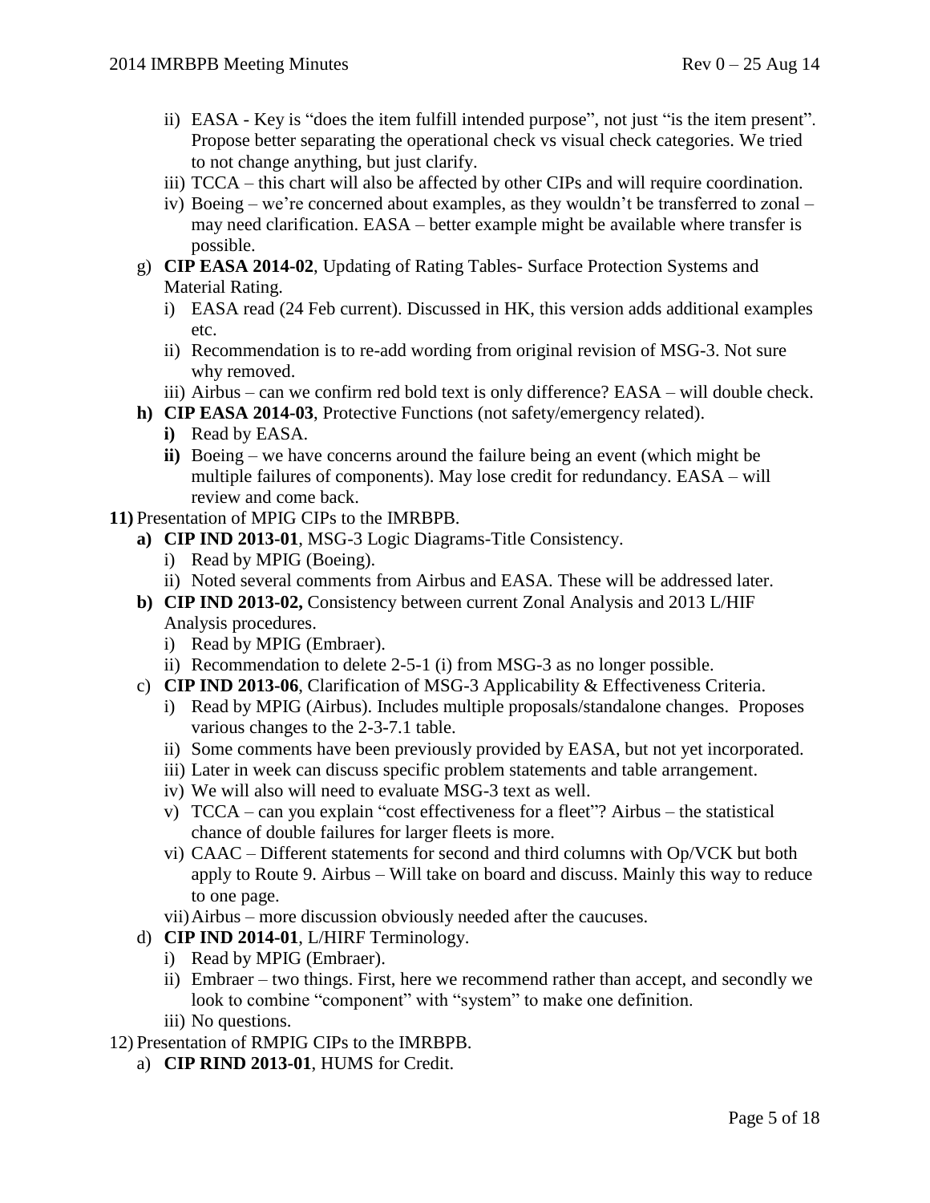- ii) EASA - Key is "does the item fulfill intended purpose", not just "is the item present". Propose better separating the operational check vs visual check categories. We tried to not change anything, but just clarify.
- iii) TCCA – this chart will also be affected by other CIPs and will require coordination.
- iv) Boeing – we're concerned about examples, as they wouldn't be transferred to zonal – may need clarification. EASA – better example might be available where transfer is possible.

g) **CIP EASA 2014-02**, Updating of Rating Tables- Surface Protection Systems and Material Rating.

- i) EASA read (24 Feb current). Discussed in HK, this version adds additional examples etc.
- ii) Recommendation is to re-add wording from original revision of MSG-3. Not sure why removed.
- iii) Airbus – can we confirm red bold text is only difference? EASA – will double check.

**h) CIP EASA 2014-03**, Protective Functions (not safety/emergency related).

- **i)** Read by EASA.
- **ii)** Boeing – we have concerns around the failure being an event (which might be multiple failures of components). May lose credit for redundancy. EASA – will review and come back.

**11)** Presentation of MPIG CIPs to the IMRBPB.

**a) CIP IND 2013-01**, MSG-3 Logic Diagrams-Title Consistency.

- i) Read by MPIG (Boeing).
- ii) Noted several comments from Airbus and EASA. These will be addressed later.

**b) CIP IND 2013-02,** Consistency between current Zonal Analysis and 2013 L/HIF Analysis procedures.

- i) Read by MPIG (Embraer).
- ii) Recommendation to delete 2-5-1 (i) from MSG-3 as no longer possible.

c) **CIP IND 2013-06**, Clarification of MSG-3 Applicability & Effectiveness Criteria.

- i) Read by MPIG (Airbus). Includes multiple proposals/standalone changes. Proposes various changes to the 2-3-7.1 table.
- ii) Some comments have been previously provided by EASA, but not yet incorporated.
- iii) Later in week can discuss specific problem statements and table arrangement.
- iv) We will also will need to evaluate MSG-3 text as well.
- v) TCCA – can you explain "cost effectiveness for a fleet"? Airbus – the statistical chance of double failures for larger fleets is more.
- vi) CAAC – Different statements for second and third columns with Op/VCK but both apply to Route 9. Airbus – Will take on board and discuss. Mainly this way to reduce to one page.
- vii) Airbus – more discussion obviously needed after the caucuses.

d) **CIP IND 2014-01**, L/HIRF Terminology.

- i) Read by MPIG (Embraer).
- ii) Embraer – two things. First, here we recommend rather than accept, and secondly we look to combine "component" with "system" to make one definition.
- iii) No questions.

12) Presentation of RMPIG CIPs to the IMRBPB.

a) **CIP RIND 2013-01**, HUMS for Credit.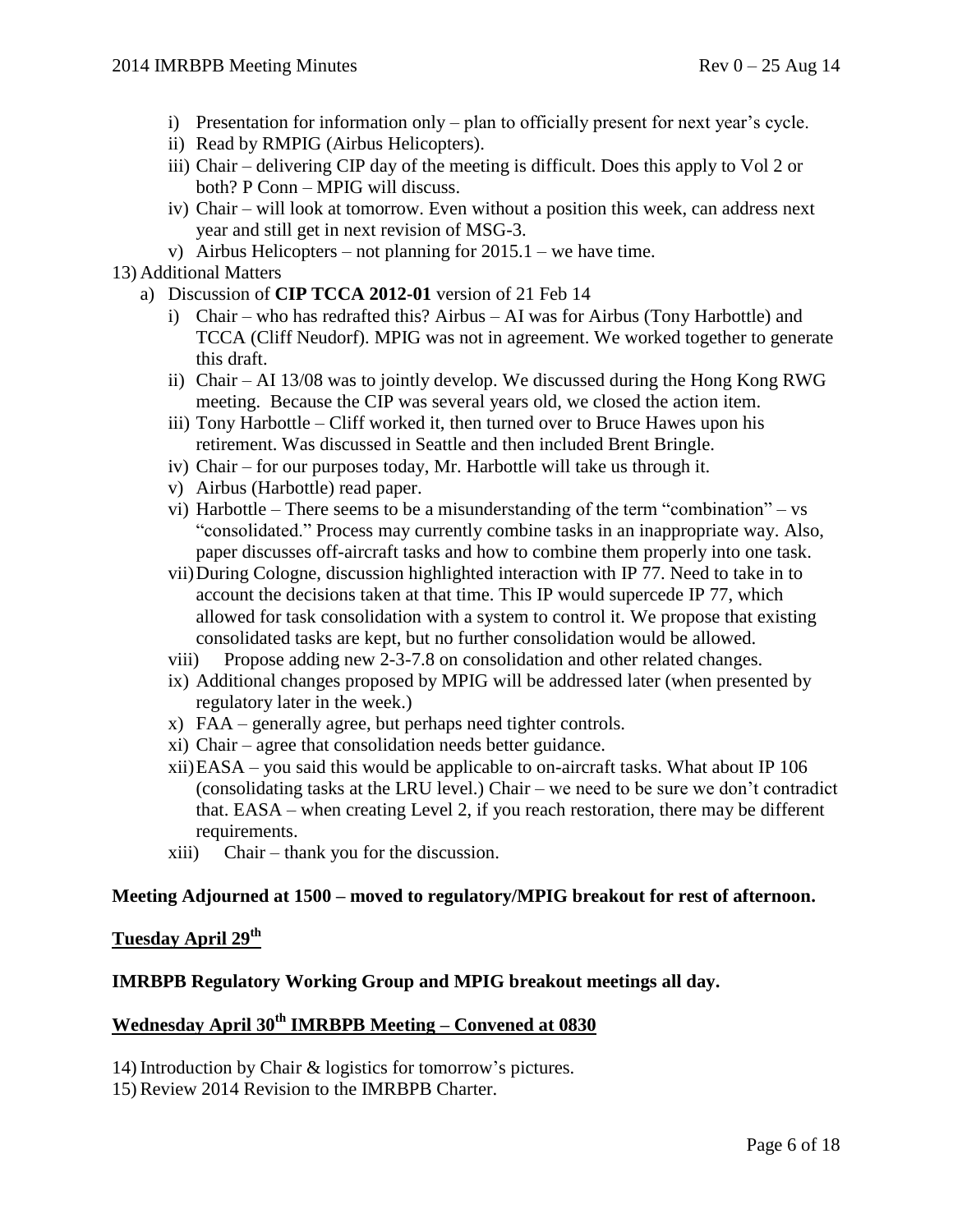i) Presentation for information only – plan to officially present for next year's cycle.
ii) Read by RMPIG (Airbus Helicopters).
iii) Chair – delivering CIP day of the meeting is difficult. Does this apply to Vol 2 or both? P Conn – MPIG will discuss.
iv) Chair – will look at tomorrow. Even without a position this week, can address next year and still get in next revision of MSG-3.
v) Airbus Helicopters – not planning for 2015.1 – we have time.

13) Additional Matters

a) Discussion of **CIP TCCA 2012-01** version of 21 Feb 14

i) Chair – who has redrafted this? Airbus – AI was for Airbus (Tony Harbottle) and TCCA (Cliff Neudorf). MPIG was not in agreement. We worked together to generate this draft.
ii) Chair – AI 13/08 was to jointly develop. We discussed during the Hong Kong RWG meeting. Because the CIP was several years old, we closed the action item.
iii) Tony Harbottle – Cliff worked it, then turned over to Bruce Hawes upon his retirement. Was discussed in Seattle and then included Brent Bringle.
iv) Chair – for our purposes today, Mr. Harbottle will take us through it.
v) Airbus (Harbottle) read paper.
vi) Harbottle – There seems to be a misunderstanding of the term "combination" – vs "consolidated." Process may currently combine tasks in an inappropriate way. Also, paper discusses off-aircraft tasks and how to combine them properly into one task.
vii) During Cologne, discussion highlighted interaction with IP 77. Need to take in to account the decisions taken at that time. This IP would supercede IP 77, which allowed for task consolidation with a system to control it. We propose that existing consolidated tasks are kept, but no further consolidation would be allowed.
viii) Propose adding new 2-3-7.8 on consolidation and other related changes.
ix) Additional changes proposed by MPIG will be addressed later (when presented by regulatory later in the week.)
x) FAA – generally agree, but perhaps need tighter controls.
xi) Chair – agree that consolidation needs better guidance.
xii) EASA – you said this would be applicable to on-aircraft tasks. What about IP 106 (consolidating tasks at the LRU level.) Chair – we need to be sure we don't contradict that. EASA – when creating Level 2, if you reach restoration, there may be different requirements.
xiii) Chair – thank you for the discussion.

**Meeting Adjourned at 1500 – moved to regulatory/MPIG breakout for rest of afternoon.**

**<u>Tuesday April 29th</u>**

**IMRBPB Regulatory Working Group and MPIG breakout meetings all day.**

**<u>Wednesday April 30th IMRBPB Meeting – Convened at 0830</u>**

14) Introduction by Chair & logistics for tomorrow's pictures.

15) Review 2014 Revision to the IMRBPB Charter.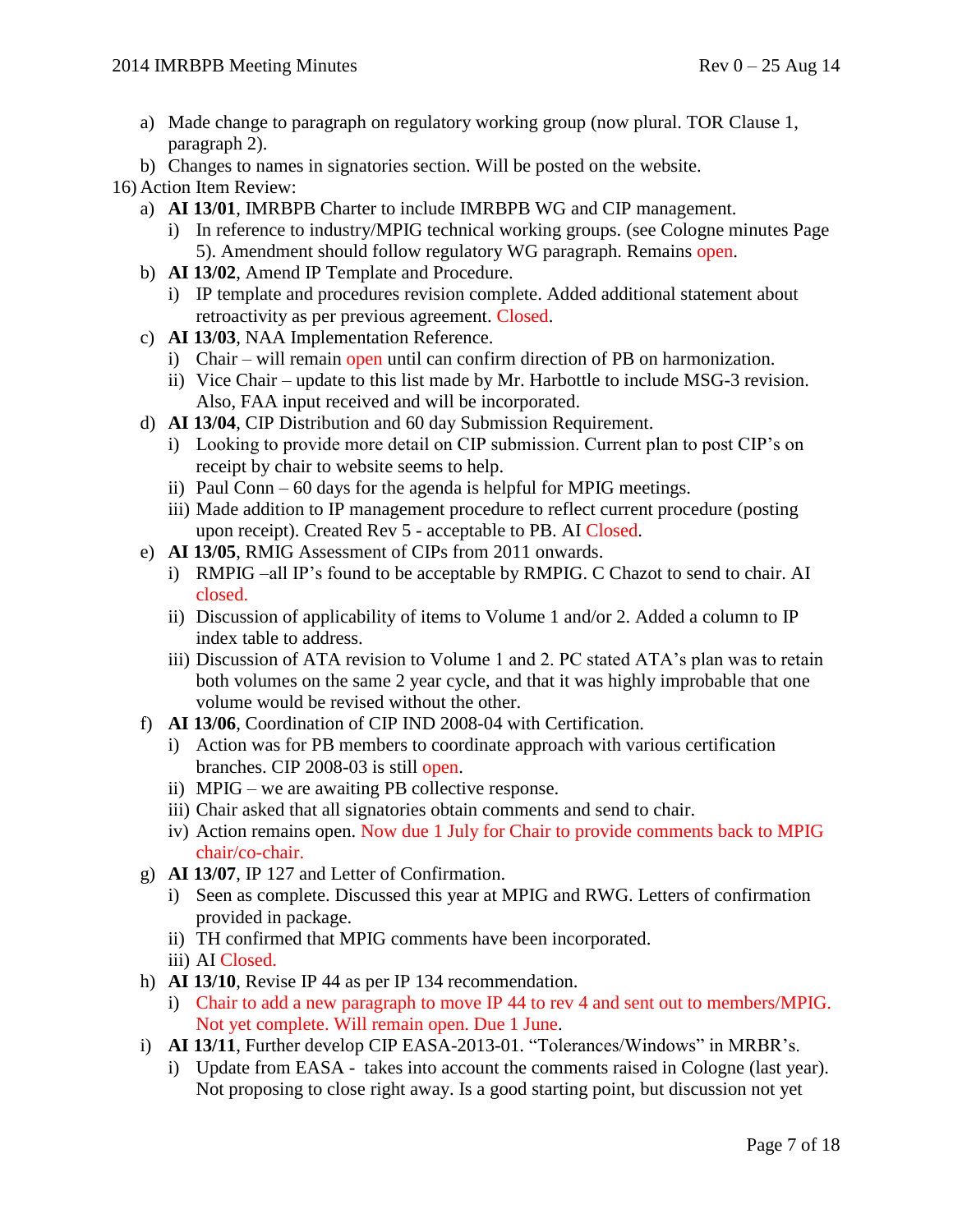a) Made change to paragraph on regulatory working group (now plural. TOR Clause 1, paragraph 2).
b) Changes to names in signatories section. Will be posted on the website.

16) Action Item Review:

a) **AI 13/01**, IMRBPB Charter to include IMRBPB WG and CIP management.
   i) In reference to industry/MPIG technical working groups. (see Cologne minutes Page 5). Amendment should follow regulatory WG paragraph. Remains open.

b) **AI 13/02**, Amend IP Template and Procedure.
   i) IP template and procedures revision complete. Added additional statement about retroactivity as per previous agreement. Closed.

c) **AI 13/03**, NAA Implementation Reference.
   i) Chair – will remain open until can confirm direction of PB on harmonization.
   ii) Vice Chair – update to this list made by Mr. Harbottle to include MSG-3 revision. Also, FAA input received and will be incorporated.

d) **AI 13/04**, CIP Distribution and 60 day Submission Requirement.
   i) Looking to provide more detail on CIP submission. Current plan to post CIP's on receipt by chair to website seems to help.
   ii) Paul Conn – 60 days for the agenda is helpful for MPIG meetings.
   iii) Made addition to IP management procedure to reflect current procedure (posting upon receipt). Created Rev 5 - acceptable to PB. AI Closed.

e) **AI 13/05**, RMIG Assessment of CIPs from 2011 onwards.
   i) RMPIG –all IP's found to be acceptable by RMPIG. C Chazot to send to chair. AI closed.
   ii) Discussion of applicability of items to Volume 1 and/or 2. Added a column to IP index table to address.
   iii) Discussion of ATA revision to Volume 1 and 2. PC stated ATA's plan was to retain both volumes on the same 2 year cycle, and that it was highly improbable that one volume would be revised without the other.

f) **AI 13/06**, Coordination of CIP IND 2008-04 with Certification.
   i) Action was for PB members to coordinate approach with various certification branches. CIP 2008-03 is still open.
   ii) MPIG – we are awaiting PB collective response.
   iii) Chair asked that all signatories obtain comments and send to chair.
   iv) Action remains open. Now due 1 July for Chair to provide comments back to MPIG chair/co-chair.

g) **AI 13/07**, IP 127 and Letter of Confirmation.
   i) Seen as complete. Discussed this year at MPIG and RWG. Letters of confirmation provided in package.
   ii) TH confirmed that MPIG comments have been incorporated.
   iii) AI Closed.

h) **AI 13/10**, Revise IP 44 as per IP 134 recommendation.
   i) Chair to add a new paragraph to move IP 44 to rev 4 and sent out to members/MPIG. Not yet complete. Will remain open. Due 1 June.

i) **AI 13/11**, Further develop CIP EASA-2013-01. "Tolerances/Windows" in MRBR's.
   i) Update from EASA - takes into account the comments raised in Cologne (last year). Not proposing to close right away. Is a good starting point, but discussion not yet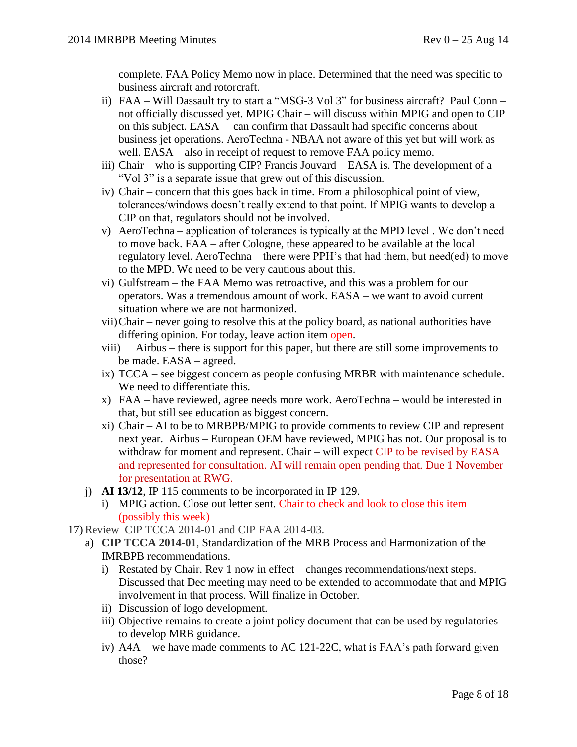complete. FAA Policy Memo now in place. Determined that the need was specific to business aircraft and rotorcraft.

ii) FAA – Will Dassault try to start a "MSG-3 Vol 3" for business aircraft? Paul Conn – not officially discussed yet. MPIG Chair – will discuss within MPIG and open to CIP on this subject. EASA – can confirm that Dassault had specific concerns about business jet operations. AeroTechna - NBAA not aware of this yet but will work as well. EASA – also in receipt of request to remove FAA policy memo.

iii) Chair – who is supporting CIP? Francis Jouvard – EASA is. The development of a "Vol 3" is a separate issue that grew out of this discussion.

iv) Chair – concern that this goes back in time. From a philosophical point of view, tolerances/windows doesn't really extend to that point. If MPIG wants to develop a CIP on that, regulators should not be involved.

v) AeroTechna – application of tolerances is typically at the MPD level . We don't need to move back. FAA – after Cologne, these appeared to be available at the local regulatory level. AeroTechna – there were PPH's that had them, but need(ed) to move to the MPD. We need to be very cautious about this.

vi) Gulfstream – the FAA Memo was retroactive, and this was a problem for our operators. Was a tremendous amount of work. EASA – we want to avoid current situation where we are not harmonized.

vii) Chair – never going to resolve this at the policy board, as national authorities have differing opinion. For today, leave action item open.

viii) Airbus – there is support for this paper, but there are still some improvements to be made. EASA – agreed.

ix) TCCA – see biggest concern as people confusing MRBR with maintenance schedule. We need to differentiate this.

x) FAA – have reviewed, agree needs more work. AeroTechna – would be interested in that, but still see education as biggest concern.

xi) Chair – AI to be to MRBPB/MPIG to provide comments to review CIP and represent next year. Airbus – European OEM have reviewed, MPIG has not. Our proposal is to withdraw for moment and represent. Chair – will expect CIP to be revised by EASA and represented for consultation. AI will remain open pending that. Due 1 November for presentation at RWG.

j) **AI 13/12**, IP 115 comments to be incorporated in IP 129.
   i) MPIG action. Close out letter sent. Chair to check and look to close this item (possibly this week)

17) Review CIP TCCA 2014-01 and CIP FAA 2014-03.

a) **CIP TCCA 2014-01**, Standardization of the MRB Process and Harmonization of the IMRBPB recommendations.
   i) Restated by Chair. Rev 1 now in effect – changes recommendations/next steps. Discussed that Dec meeting may need to be extended to accommodate that and MPIG involvement in that process. Will finalize in October.
   ii) Discussion of logo development.
   iii) Objective remains to create a joint policy document that can be used by regulatories to develop MRB guidance.
   iv) A4A – we have made comments to AC 121-22C, what is FAA's path forward given those?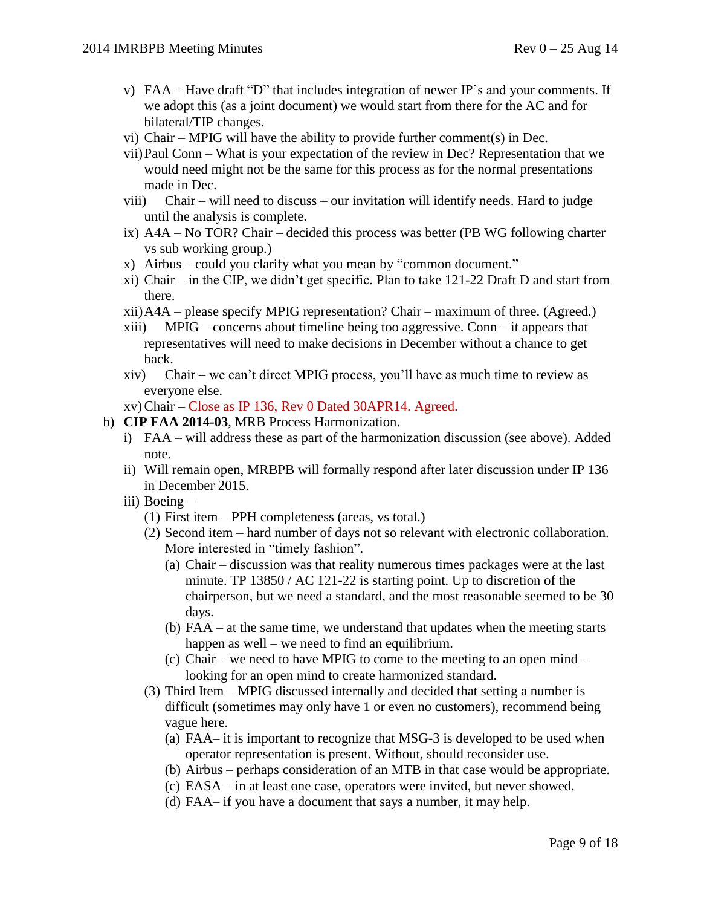v) FAA – Have draft "D" that includes integration of newer IP's and your comments. If we adopt this (as a joint document) we would start from there for the AC and for bilateral/TIP changes.

vi) Chair – MPIG will have the ability to provide further comment(s) in Dec.

vii) Paul Conn – What is your expectation of the review in Dec? Representation that we would need might not be the same for this process as for the normal presentations made in Dec.

viii) Chair – will need to discuss – our invitation will identify needs. Hard to judge until the analysis is complete.

ix) A4A – No TOR? Chair – decided this process was better (PB WG following charter vs sub working group.)

x) Airbus – could you clarify what you mean by "common document."

xi) Chair – in the CIP, we didn't get specific. Plan to take 121-22 Draft D and start from there.

xii) A4A – please specify MPIG representation? Chair – maximum of three. (Agreed.)

xiii) MPIG – concerns about timeline being too aggressive. Conn – it appears that representatives will need to make decisions in December without a chance to get back.

xiv) Chair – we can't direct MPIG process, you'll have as much time to review as everyone else.

xv) Chair – Close as IP 136, Rev 0 Dated 30APR14. Agreed.

b) **CIP FAA 2014-03**, MRB Process Harmonization.

i) FAA – will address these as part of the harmonization discussion (see above). Added note.

ii) Will remain open, MRBPB will formally respond after later discussion under IP 136 in December 2015.

iii) Boeing –

(1) First item – PPH completeness (areas, vs total.)

(2) Second item – hard number of days not so relevant with electronic collaboration. More interested in "timely fashion".

(a) Chair – discussion was that reality numerous times packages were at the last minute. TP 13850 / AC 121-22 is starting point. Up to discretion of the chairperson, but we need a standard, and the most reasonable seemed to be 30 days.

(b) FAA – at the same time, we understand that updates when the meeting starts happen as well – we need to find an equilibrium.

(c) Chair – we need to have MPIG to come to the meeting to an open mind – looking for an open mind to create harmonized standard.

(3) Third Item – MPIG discussed internally and decided that setting a number is difficult (sometimes may only have 1 or even no customers), recommend being vague here.

(a) FAA– it is important to recognize that MSG-3 is developed to be used when operator representation is present. Without, should reconsider use.

(b) Airbus – perhaps consideration of an MTB in that case would be appropriate.

(c) EASA – in at least one case, operators were invited, but never showed.

(d) FAA– if you have a document that says a number, it may help.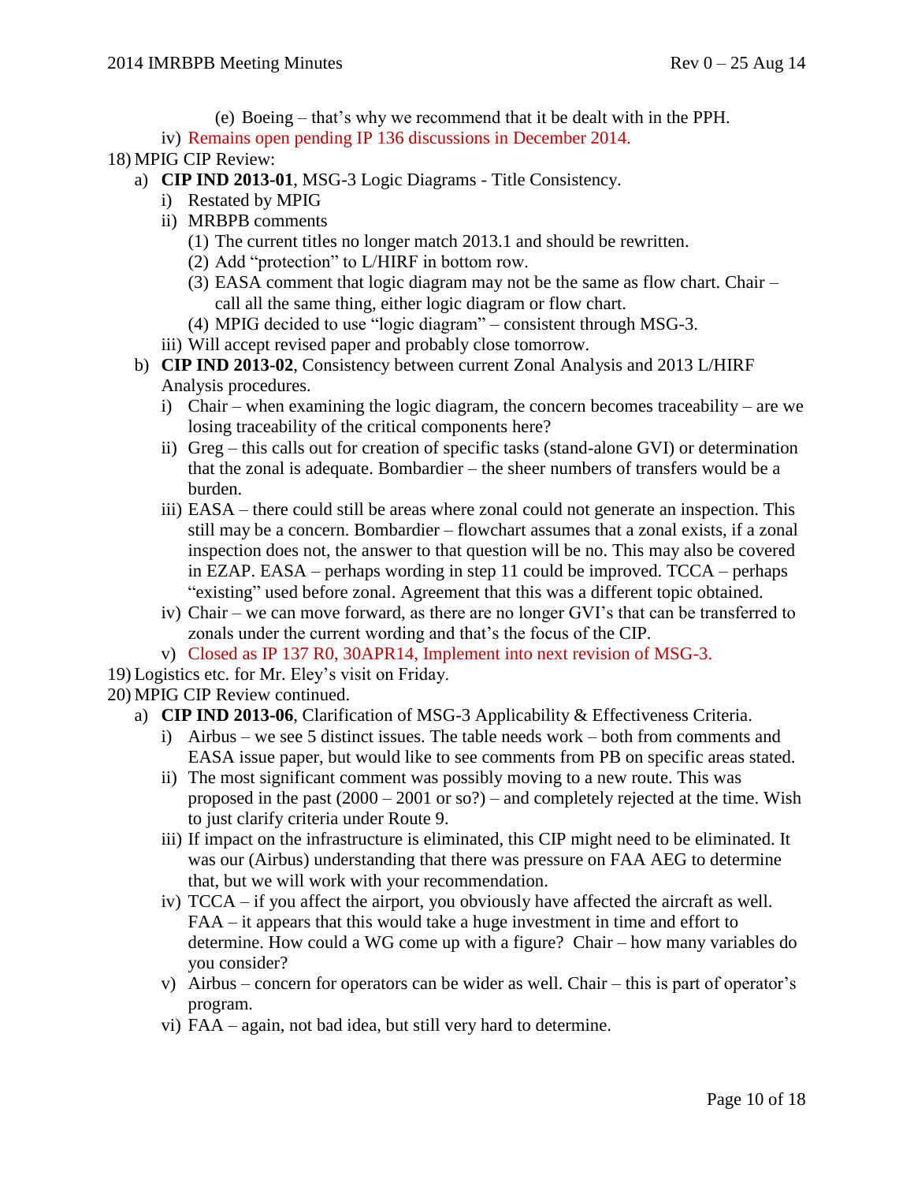(e) Boeing – that's why we recommend that it be dealt with in the PPH.

    iv) Remains open pending IP 136 discussions in December 2014.

18) MPIG CIP Review:

    a) **CIP IND 2013-01**, MSG-3 Logic Diagrams - Title Consistency.

        i) Restated by MPIG

        ii) MRBPB comments

            (1) The current titles no longer match 2013.1 and should be rewritten.

            (2) Add "protection" to L/HIRF in bottom row.

            (3) EASA comment that logic diagram may not be the same as flow chart. Chair – call all the same thing, either logic diagram or flow chart.

            (4) MPIG decided to use "logic diagram" – consistent through MSG-3.

        iii) Will accept revised paper and probably close tomorrow.

    b) **CIP IND 2013-02**, Consistency between current Zonal Analysis and 2013 L/HIRF Analysis procedures.

        i) Chair – when examining the logic diagram, the concern becomes traceability – are we losing traceability of the critical components here?

        ii) Greg – this calls out for creation of specific tasks (stand-alone GVI) or determination that the zonal is adequate. Bombardier – the sheer numbers of transfers would be a burden.

        iii) EASA – there could still be areas where zonal could not generate an inspection. This still may be a concern. Bombardier – flowchart assumes that a zonal exists, if a zonal inspection does not, the answer to that question will be no. This may also be covered in EZAP. EASA – perhaps wording in step 11 could be improved. TCCA – perhaps "existing" used before zonal. Agreement that this was a different topic obtained.

        iv) Chair – we can move forward, as there are no longer GVI's that can be transferred to zonals under the current wording and that's the focus of the CIP.

        v) Closed as IP 137 R0, 30APR14, Implement into next revision of MSG-3.

19) Logistics etc. for Mr. Eley's visit on Friday.

20) MPIG CIP Review continued.

    a) **CIP IND 2013-06**, Clarification of MSG-3 Applicability & Effectiveness Criteria.

        i) Airbus – we see 5 distinct issues. The table needs work – both from comments and EASA issue paper, but would like to see comments from PB on specific areas stated.

        ii) The most significant comment was possibly moving to a new route. This was proposed in the past (2000 – 2001 or so?) – and completely rejected at the time. Wish to just clarify criteria under Route 9.

        iii) If impact on the infrastructure is eliminated, this CIP might need to be eliminated. It was our (Airbus) understanding that there was pressure on FAA AEG to determine that, but we will work with your recommendation.

        iv) TCCA – if you affect the airport, you obviously have affected the aircraft as well. FAA – it appears that this would take a huge investment in time and effort to determine. How could a WG come up with a figure? Chair – how many variables do you consider?

        v) Airbus – concern for operators can be wider as well. Chair – this is part of operator's program.

        vi) FAA – again, not bad idea, but still very hard to determine.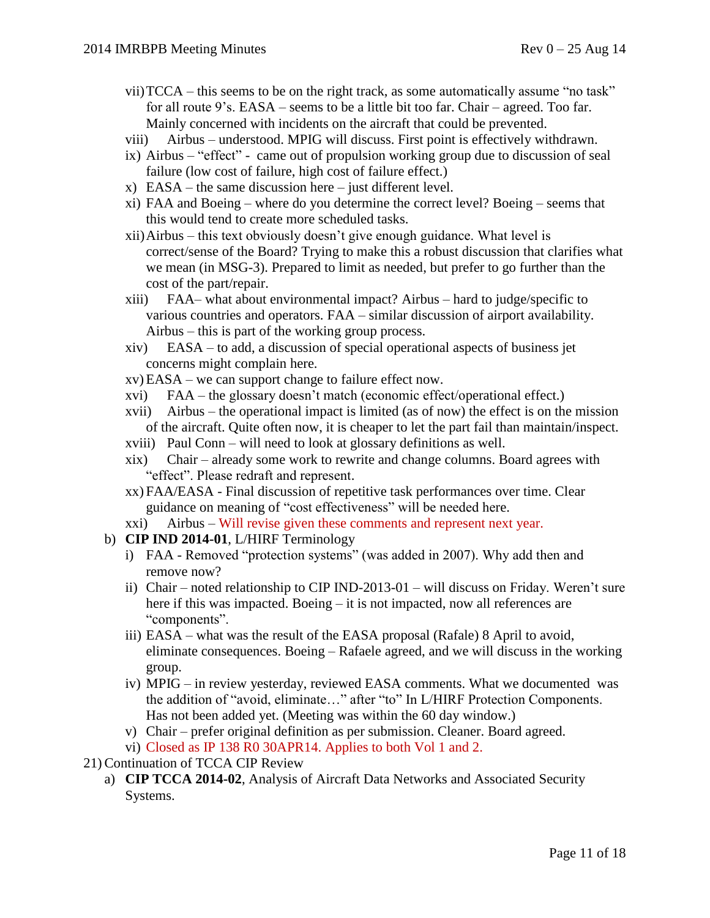vii) TCCA – this seems to be on the right track, as some automatically assume "no task" for all route 9's. EASA – seems to be a little bit too far. Chair – agreed. Too far. Mainly concerned with incidents on the aircraft that could be prevented.

viii) Airbus – understood. MPIG will discuss. First point is effectively withdrawn.

ix) Airbus – "effect" - came out of propulsion working group due to discussion of seal failure (low cost of failure, high cost of failure effect.)

x) EASA – the same discussion here – just different level.

xi) FAA and Boeing – where do you determine the correct level? Boeing – seems that this would tend to create more scheduled tasks.

xii) Airbus – this text obviously doesn't give enough guidance. What level is correct/sense of the Board? Trying to make this a robust discussion that clarifies what we mean (in MSG-3). Prepared to limit as needed, but prefer to go further than the cost of the part/repair.

xiii) FAA– what about environmental impact? Airbus – hard to judge/specific to various countries and operators. FAA – similar discussion of airport availability. Airbus – this is part of the working group process.

xiv) EASA – to add, a discussion of special operational aspects of business jet concerns might complain here.

xv) EASA – we can support change to failure effect now.

xvi) FAA – the glossary doesn't match (economic effect/operational effect.)

xvii) Airbus – the operational impact is limited (as of now) the effect is on the mission of the aircraft. Quite often now, it is cheaper to let the part fail than maintain/inspect.

xviii) Paul Conn – will need to look at glossary definitions as well.

xix) Chair – already some work to rewrite and change columns. Board agrees with "effect". Please redraft and represent.

xx) FAA/EASA - Final discussion of repetitive task performances over time. Clear guidance on meaning of "cost effectiveness" will be needed here.

xxi) Airbus – Will revise given these comments and represent next year.

b) **CIP IND 2014-01**, L/HIRF Terminology
   i) FAA - Removed "protection systems" (was added in 2007). Why add then and remove now?
   ii) Chair – noted relationship to CIP IND-2013-01 – will discuss on Friday. Weren't sure here if this was impacted. Boeing – it is not impacted, now all references are "components".
   iii) EASA – what was the result of the EASA proposal (Rafale) 8 April to avoid, eliminate consequences. Boeing – Rafaele agreed, and we will discuss in the working group.
   iv) MPIG – in review yesterday, reviewed EASA comments. What we documented was the addition of "avoid, eliminate…" after "to" In L/HIRF Protection Components. Has not been added yet. (Meeting was within the 60 day window.)
   v) Chair – prefer original definition as per submission. Cleaner. Board agreed.
   vi) Closed as IP 138 R0 30APR14. Applies to both Vol 1 and 2.

21) Continuation of TCCA CIP Review
   a) **CIP TCCA 2014-02**, Analysis of Aircraft Data Networks and Associated Security Systems.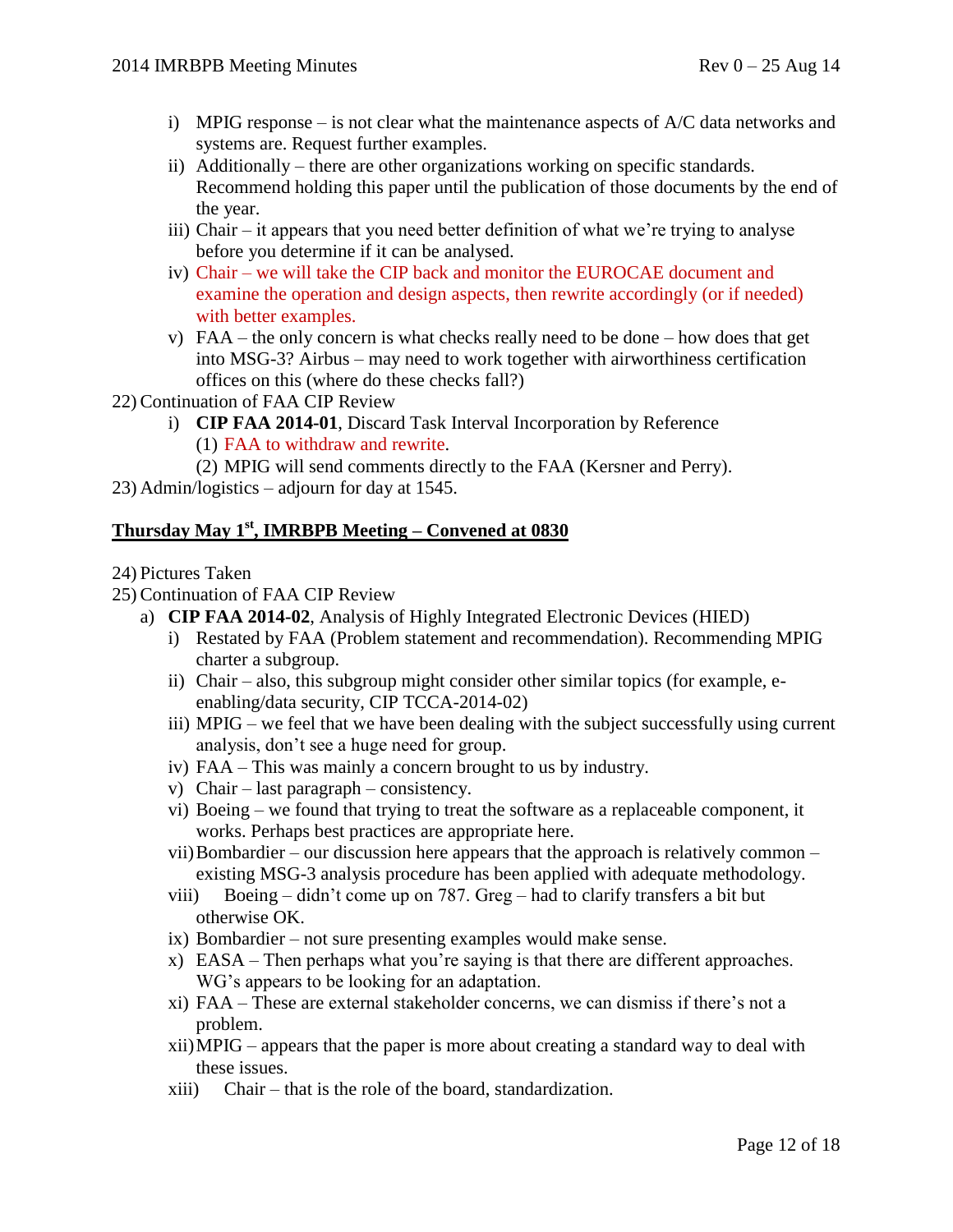i) MPIG response – is not clear what the maintenance aspects of A/C data networks and systems are. Request further examples.
ii) Additionally – there are other organizations working on specific standards. Recommend holding this paper until the publication of those documents by the end of the year.
iii) Chair – it appears that you need better definition of what we're trying to analyse before you determine if it can be analysed.
iv) Chair – we will take the CIP back and monitor the EUROCAE document and examine the operation and design aspects, then rewrite accordingly (or if needed) with better examples.
v) FAA – the only concern is what checks really need to be done – how does that get into MSG-3? Airbus – may need to work together with airworthiness certification offices on this (where do these checks fall?)

22) Continuation of FAA CIP Review
   i) **CIP FAA 2014-01**, Discard Task Interval Incorporation by Reference
      (1) FAA to withdraw and rewrite.
      (2) MPIG will send comments directly to the FAA (Kersner and Perry).

23) Admin/logistics – adjourn for day at 1545.

## Thursday May 1st, IMRBPB Meeting – Convened at 0830

24) Pictures Taken

25) Continuation of FAA CIP Review
   a) **CIP FAA 2014-02**, Analysis of Highly Integrated Electronic Devices (HIED)
      i) Restated by FAA (Problem statement and recommendation). Recommending MPIG charter a subgroup.
      ii) Chair – also, this subgroup might consider other similar topics (for example, e-enabling/data security, CIP TCCA-2014-02)
      iii) MPIG – we feel that we have been dealing with the subject successfully using current analysis, don't see a huge need for group.
      iv) FAA – This was mainly a concern brought to us by industry.
      v) Chair – last paragraph – consistency.
      vi) Boeing – we found that trying to treat the software as a replaceable component, it works. Perhaps best practices are appropriate here.
      vii) Bombardier – our discussion here appears that the approach is relatively common – existing MSG-3 analysis procedure has been applied with adequate methodology.
      viii) Boeing – didn't come up on 787. Greg – had to clarify transfers a bit but otherwise OK.
      ix) Bombardier – not sure presenting examples would make sense.
      x) EASA – Then perhaps what you're saying is that there are different approaches. WG's appears to be looking for an adaptation.
      xi) FAA – These are external stakeholder concerns, we can dismiss if there's not a problem.
      xii) MPIG – appears that the paper is more about creating a standard way to deal with these issues.
      xiii) Chair – that is the role of the board, standardization.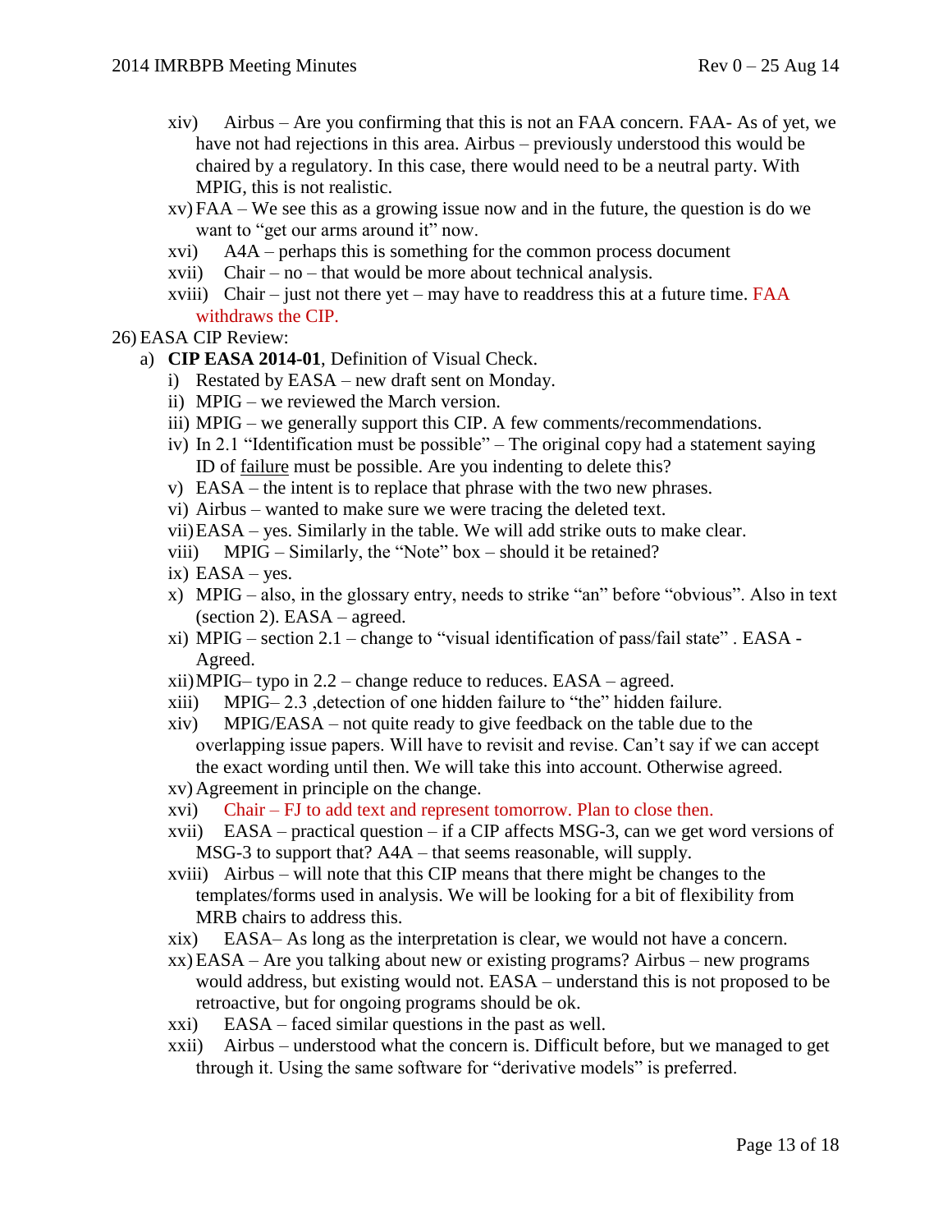xiv) Airbus – Are you confirming that this is not an FAA concern. FAA- As of yet, we have not had rejections in this area. Airbus – previously understood this would be chaired by a regulatory. In this case, there would need to be a neutral party. With MPIG, this is not realistic.

xv) FAA – We see this as a growing issue now and in the future, the question is do we want to "get our arms around it" now.

xvi) A4A – perhaps this is something for the common process document

xvii) Chair – no – that would be more about technical analysis.

xviii) Chair – just not there yet – may have to readdress this at a future time. FAA withdraws the CIP.

26) EASA CIP Review:

a) **CIP EASA 2014-01**, Definition of Visual Check.

i) Restated by EASA – new draft sent on Monday.

ii) MPIG – we reviewed the March version.

iii) MPIG – we generally support this CIP. A few comments/recommendations.

iv) In 2.1 "Identification must be possible" – The original copy had a statement saying ID of failure must be possible. Are you indenting to delete this?

v) EASA – the intent is to replace that phrase with the two new phrases.

vi) Airbus – wanted to make sure we were tracing the deleted text.

vii) EASA – yes. Similarly in the table. We will add strike outs to make clear.

viii) MPIG – Similarly, the "Note" box – should it be retained?

ix) EASA – yes.

x) MPIG – also, in the glossary entry, needs to strike "an" before "obvious". Also in text (section 2). EASA – agreed.

xi) MPIG – section 2.1 – change to "visual identification of pass/fail state" . EASA - Agreed.

xii) MPIG– typo in 2.2 – change reduce to reduces. EASA – agreed.

xiii) MPIG– 2.3 ,detection of one hidden failure to "the" hidden failure.

xiv) MPIG/EASA – not quite ready to give feedback on the table due to the overlapping issue papers. Will have to revisit and revise. Can't say if we can accept the exact wording until then. We will take this into account. Otherwise agreed.

xv) Agreement in principle on the change.

xvi) Chair – FJ to add text and represent tomorrow. Plan to close then.

xvii) EASA – practical question – if a CIP affects MSG-3, can we get word versions of MSG-3 to support that? A4A – that seems reasonable, will supply.

xviii) Airbus – will note that this CIP means that there might be changes to the templates/forms used in analysis. We will be looking for a bit of flexibility from MRB chairs to address this.

xix) EASA– As long as the interpretation is clear, we would not have a concern.

xx) EASA – Are you talking about new or existing programs? Airbus – new programs would address, but existing would not. EASA – understand this is not proposed to be retroactive, but for ongoing programs should be ok.

xxi) EASA – faced similar questions in the past as well.

xxii) Airbus – understood what the concern is. Difficult before, but we managed to get through it. Using the same software for "derivative models" is preferred.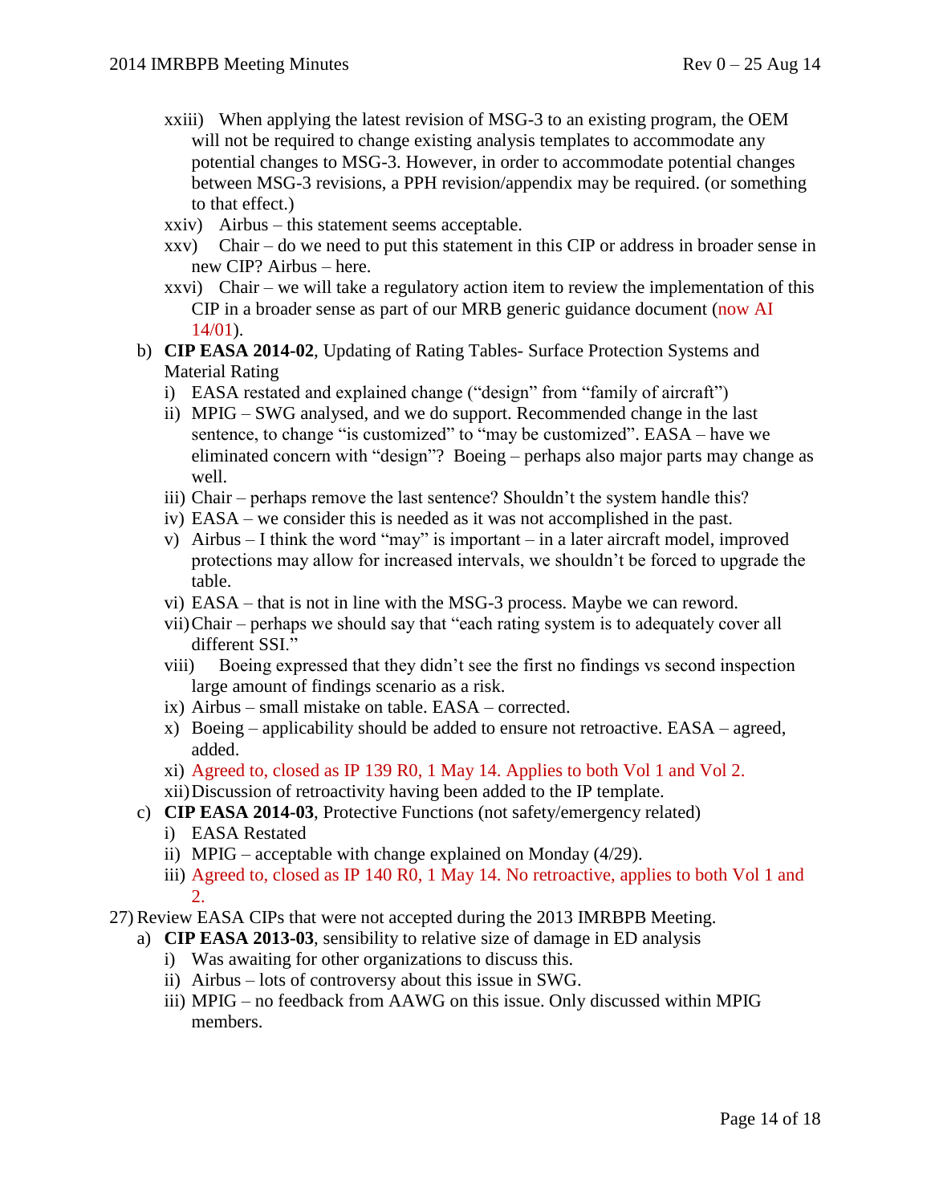xxiii) When applying the latest revision of MSG-3 to an existing program, the OEM will not be required to change existing analysis templates to accommodate any potential changes to MSG-3. However, in order to accommodate potential changes between MSG-3 revisions, a PPH revision/appendix may be required. (or something to that effect.)

xxiv) Airbus – this statement seems acceptable.

xxv) Chair – do we need to put this statement in this CIP or address in broader sense in new CIP? Airbus – here.

xxvi) Chair – we will take a regulatory action item to review the implementation of this CIP in a broader sense as part of our MRB generic guidance document (now AI 14/01).

b) **CIP EASA 2014-02**, Updating of Rating Tables- Surface Protection Systems and Material Rating

   i) EASA restated and explained change ("design" from "family of aircraft")

   ii) MPIG – SWG analysed, and we do support. Recommended change in the last sentence, to change "is customized" to "may be customized". EASA – have we eliminated concern with "design"? Boeing – perhaps also major parts may change as well.

   iii) Chair – perhaps remove the last sentence? Shouldn't the system handle this?

   iv) EASA – we consider this is needed as it was not accomplished in the past.

   v) Airbus – I think the word "may" is important – in a later aircraft model, improved protections may allow for increased intervals, we shouldn't be forced to upgrade the table.

   vi) EASA – that is not in line with the MSG-3 process. Maybe we can reword.

   vii) Chair – perhaps we should say that "each rating system is to adequately cover all different SSI."

   viii) Boeing expressed that they didn't see the first no findings vs second inspection large amount of findings scenario as a risk.

   ix) Airbus – small mistake on table. EASA – corrected.

   x) Boeing – applicability should be added to ensure not retroactive. EASA – agreed, added.

   xi) Agreed to, closed as IP 139 R0, 1 May 14. Applies to both Vol 1 and Vol 2.

   xii) Discussion of retroactivity having been added to the IP template.

c) **CIP EASA 2014-03**, Protective Functions (not safety/emergency related)

   i) EASA Restated

   ii) MPIG – acceptable with change explained on Monday (4/29).

   iii) Agreed to, closed as IP 140 R0, 1 May 14. No retroactive, applies to both Vol 1 and 2.

27) Review EASA CIPs that were not accepted during the 2013 IMRBPB Meeting.

a) **CIP EASA 2013-03**, sensibility to relative size of damage in ED analysis

   i) Was awaiting for other organizations to discuss this.

   ii) Airbus – lots of controversy about this issue in SWG.

   iii) MPIG – no feedback from AAWG on this issue. Only discussed within MPIG members.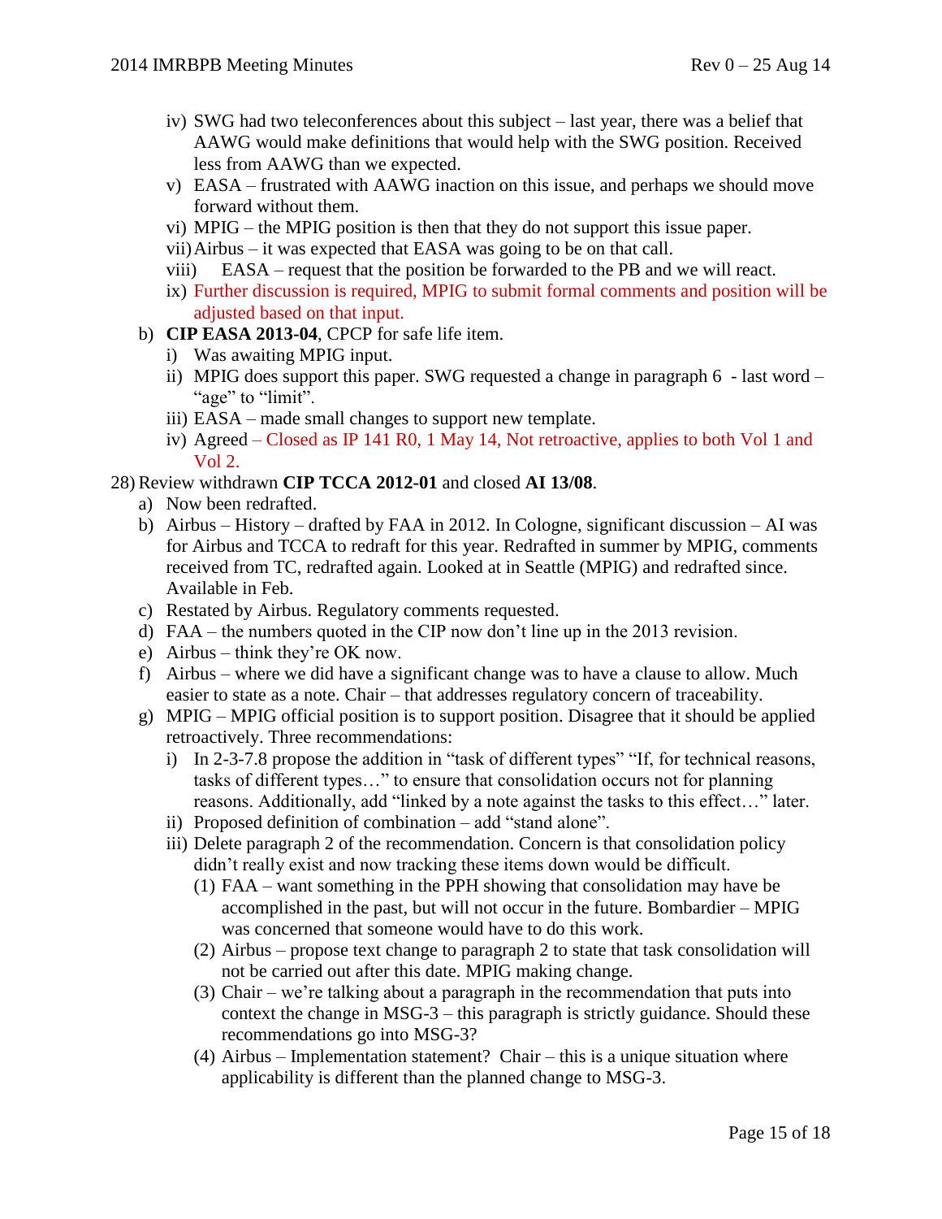- iv) SWG had two teleconferences about this subject – last year, there was a belief that AAWG would make definitions that would help with the SWG position. Received less from AAWG than we expected.
- v) EASA – frustrated with AAWG inaction on this issue, and perhaps we should move forward without them.
- vi) MPIG – the MPIG position is then that they do not support this issue paper.
- vii) Airbus – it was expected that EASA was going to be on that call.
- viii) EASA – request that the position be forwarded to the PB and we will react.
- ix) Further discussion is required, MPIG to submit formal comments and position will be adjusted based on that input.

b) **CIP EASA 2013-04**, CPCP for safe life item.

- i) Was awaiting MPIG input.
- ii) MPIG does support this paper. SWG requested a change in paragraph 6 - last word – "age" to "limit".
- iii) EASA – made small changes to support new template.
- iv) Agreed – Closed as IP 141 R0, 1 May 14, Not retroactive, applies to both Vol 1 and Vol 2.

28) Review withdrawn **CIP TCCA 2012-01** and closed **AI 13/08**.

a) Now been redrafted.

b) Airbus – History – drafted by FAA in 2012. In Cologne, significant discussion – AI was for Airbus and TCCA to redraft for this year. Redrafted in summer by MPIG, comments received from TC, redrafted again. Looked at in Seattle (MPIG) and redrafted since. Available in Feb.

c) Restated by Airbus. Regulatory comments requested.

d) FAA – the numbers quoted in the CIP now don't line up in the 2013 revision.

e) Airbus – think they're OK now.

f) Airbus – where we did have a significant change was to have a clause to allow. Much easier to state as a note. Chair – that addresses regulatory concern of traceability.

g) MPIG – MPIG official position is to support position. Disagree that it should be applied retroactively. Three recommendations:

- i) In 2-3-7.8 propose the addition in "task of different types" "If, for technical reasons, tasks of different types…" to ensure that consolidation occurs not for planning reasons. Additionally, add "linked by a note against the tasks to this effect…" later.
- ii) Proposed definition of combination – add "stand alone".
- iii) Delete paragraph 2 of the recommendation. Concern is that consolidation policy didn't really exist and now tracking these items down would be difficult.
  - (1) FAA – want something in the PPH showing that consolidation may have be accomplished in the past, but will not occur in the future. Bombardier – MPIG was concerned that someone would have to do this work.
  - (2) Airbus – propose text change to paragraph 2 to state that task consolidation will not be carried out after this date. MPIG making change.
  - (3) Chair – we're talking about a paragraph in the recommendation that puts into context the change in MSG-3 – this paragraph is strictly guidance. Should these recommendations go into MSG-3?
  - (4) Airbus – Implementation statement? Chair – this is a unique situation where applicability is different than the planned change to MSG-3.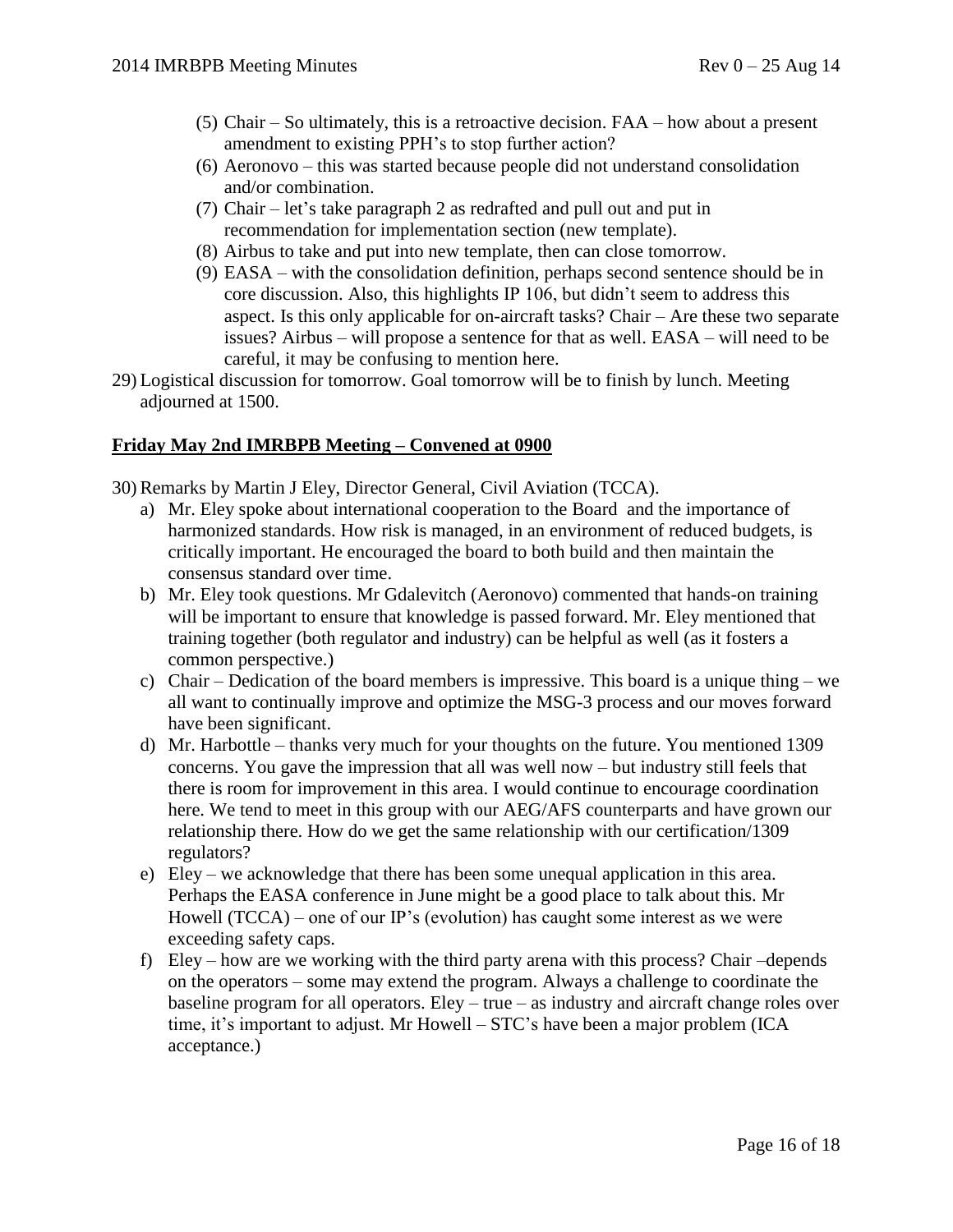(5) Chair – So ultimately, this is a retroactive decision. FAA – how about a present amendment to existing PPH's to stop further action?
(6) Aeronovo – this was started because people did not understand consolidation and/or combination.
(7) Chair – let's take paragraph 2 as redrafted and pull out and put in recommendation for implementation section (new template).
(8) Airbus to take and put into new template, then can close tomorrow.
(9) EASA – with the consolidation definition, perhaps second sentence should be in core discussion. Also, this highlights IP 106, but didn't seem to address this aspect. Is this only applicable for on-aircraft tasks? Chair – Are these two separate issues? Airbus – will propose a sentence for that as well. EASA – will need to be careful, it may be confusing to mention here.

29) Logistical discussion for tomorrow. Goal tomorrow will be to finish by lunch. Meeting adjourned at 1500.

**Friday May 2nd IMRBPB Meeting – Convened at 0900**

30) Remarks by Martin J Eley, Director General, Civil Aviation (TCCA).

a) Mr. Eley spoke about international cooperation to the Board and the importance of harmonized standards. How risk is managed, in an environment of reduced budgets, is critically important. He encouraged the board to both build and then maintain the consensus standard over time.

b) Mr. Eley took questions. Mr Gdalevitch (Aeronovo) commented that hands-on training will be important to ensure that knowledge is passed forward. Mr. Eley mentioned that training together (both regulator and industry) can be helpful as well (as it fosters a common perspective.)

c) Chair – Dedication of the board members is impressive. This board is a unique thing – we all want to continually improve and optimize the MSG-3 process and our moves forward have been significant.

d) Mr. Harbottle – thanks very much for your thoughts on the future. You mentioned 1309 concerns. You gave the impression that all was well now – but industry still feels that there is room for improvement in this area. I would continue to encourage coordination here. We tend to meet in this group with our AEG/AFS counterparts and have grown our relationship there. How do we get the same relationship with our certification/1309 regulators?

e) Eley – we acknowledge that there has been some unequal application in this area. Perhaps the EASA conference in June might be a good place to talk about this. Mr Howell (TCCA) – one of our IP's (evolution) has caught some interest as we were exceeding safety caps.

f) Eley – how are we working with the third party arena with this process? Chair –depends on the operators – some may extend the program. Always a challenge to coordinate the baseline program for all operators. Eley – true – as industry and aircraft change roles over time, it's important to adjust. Mr Howell – STC's have been a major problem (ICA acceptance.)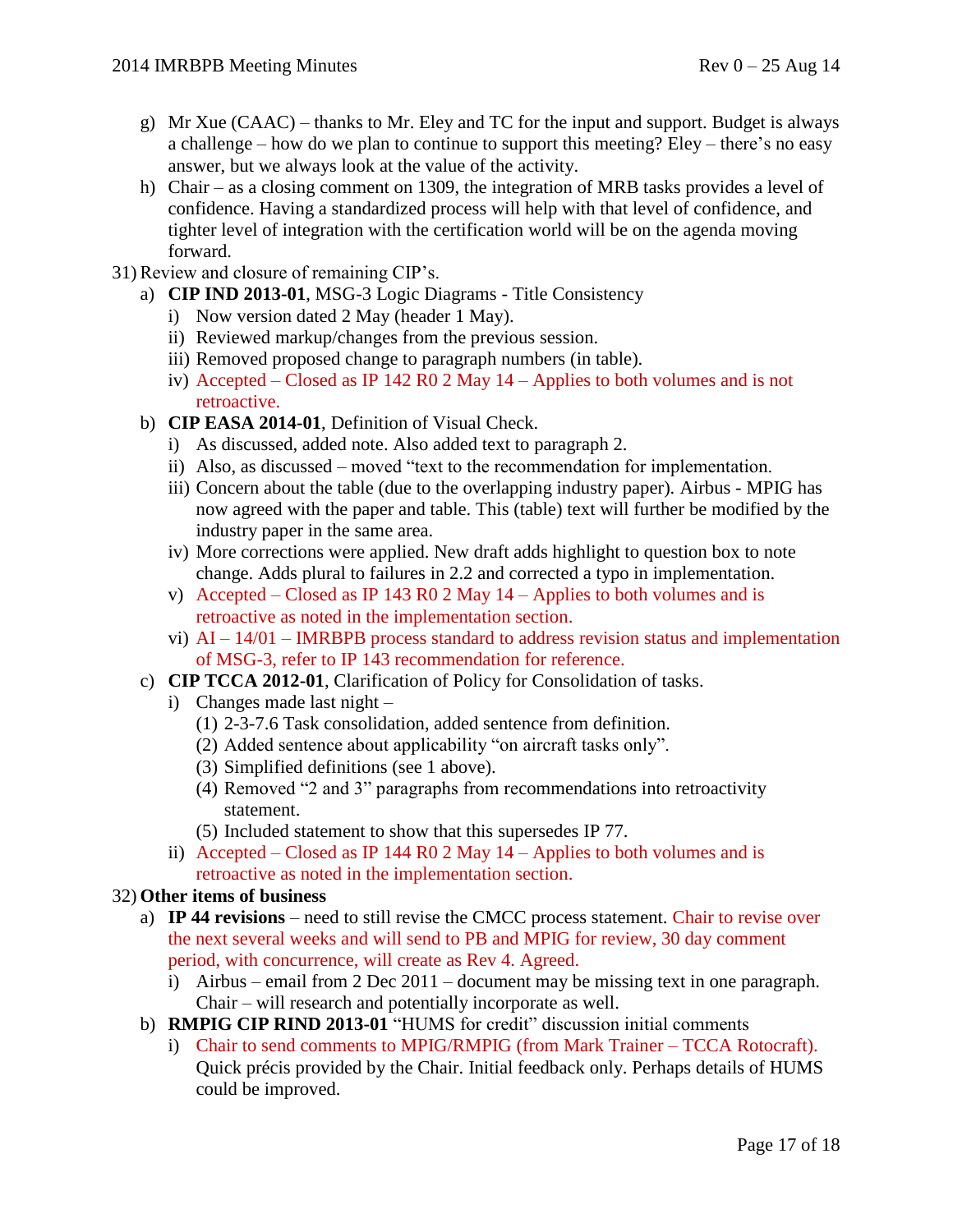g) Mr Xue (CAAC) – thanks to Mr. Eley and TC for the input and support. Budget is always a challenge – how do we plan to continue to support this meeting? Eley – there's no easy answer, but we always look at the value of the activity.

h) Chair – as a closing comment on 1309, the integration of MRB tasks provides a level of confidence. Having a standardized process will help with that level of confidence, and tighter level of integration with the certification world will be on the agenda moving forward.

31) Review and closure of remaining CIP's.

   a) **CIP IND 2013-01**, MSG-3 Logic Diagrams - Title Consistency
      i) Now version dated 2 May (header 1 May).
      ii) Reviewed markup/changes from the previous session.
      iii) Removed proposed change to paragraph numbers (in table).
      iv) Accepted – Closed as IP 142 R0 2 May 14 – Applies to both volumes and is not retroactive.

   b) **CIP EASA 2014-01**, Definition of Visual Check.
      i) As discussed, added note. Also added text to paragraph 2.
      ii) Also, as discussed – moved "text to the recommendation for implementation.
      iii) Concern about the table (due to the overlapping industry paper). Airbus - MPIG has now agreed with the paper and table. This (table) text will further be modified by the industry paper in the same area.
      iv) More corrections were applied. New draft adds highlight to question box to note change. Adds plural to failures in 2.2 and corrected a typo in implementation.
      v) Accepted – Closed as IP 143 R0 2 May 14 – Applies to both volumes and is retroactive as noted in the implementation section.
      vi) AI – 14/01 – IMRBPB process standard to address revision status and implementation of MSG-3, refer to IP 143 recommendation for reference.

   c) **CIP TCCA 2012-01**, Clarification of Policy for Consolidation of tasks.
      i) Changes made last night –
         (1) 2-3-7.6 Task consolidation, added sentence from definition.
         (2) Added sentence about applicability "on aircraft tasks only".
         (3) Simplified definitions (see 1 above).
         (4) Removed "2 and 3" paragraphs from recommendations into retroactivity statement.
         (5) Included statement to show that this supersedes IP 77.
      ii) Accepted – Closed as IP 144 R0 2 May 14 – Applies to both volumes and is retroactive as noted in the implementation section.

32) **Other items of business**

   a) **IP 44 revisions** – need to still revise the CMCC process statement. Chair to revise over the next several weeks and will send to PB and MPIG for review, 30 day comment period, with concurrence, will create as Rev 4. Agreed.
      i) Airbus – email from 2 Dec 2011 – document may be missing text in one paragraph. Chair – will research and potentially incorporate as well.

   b) **RMPIG CIP RIND 2013-01** "HUMS for credit" discussion initial comments
      i) Chair to send comments to MPIG/RMPIG (from Mark Trainer – TCCA Rotocraft). Quick précis provided by the Chair. Initial feedback only. Perhaps details of HUMS could be improved.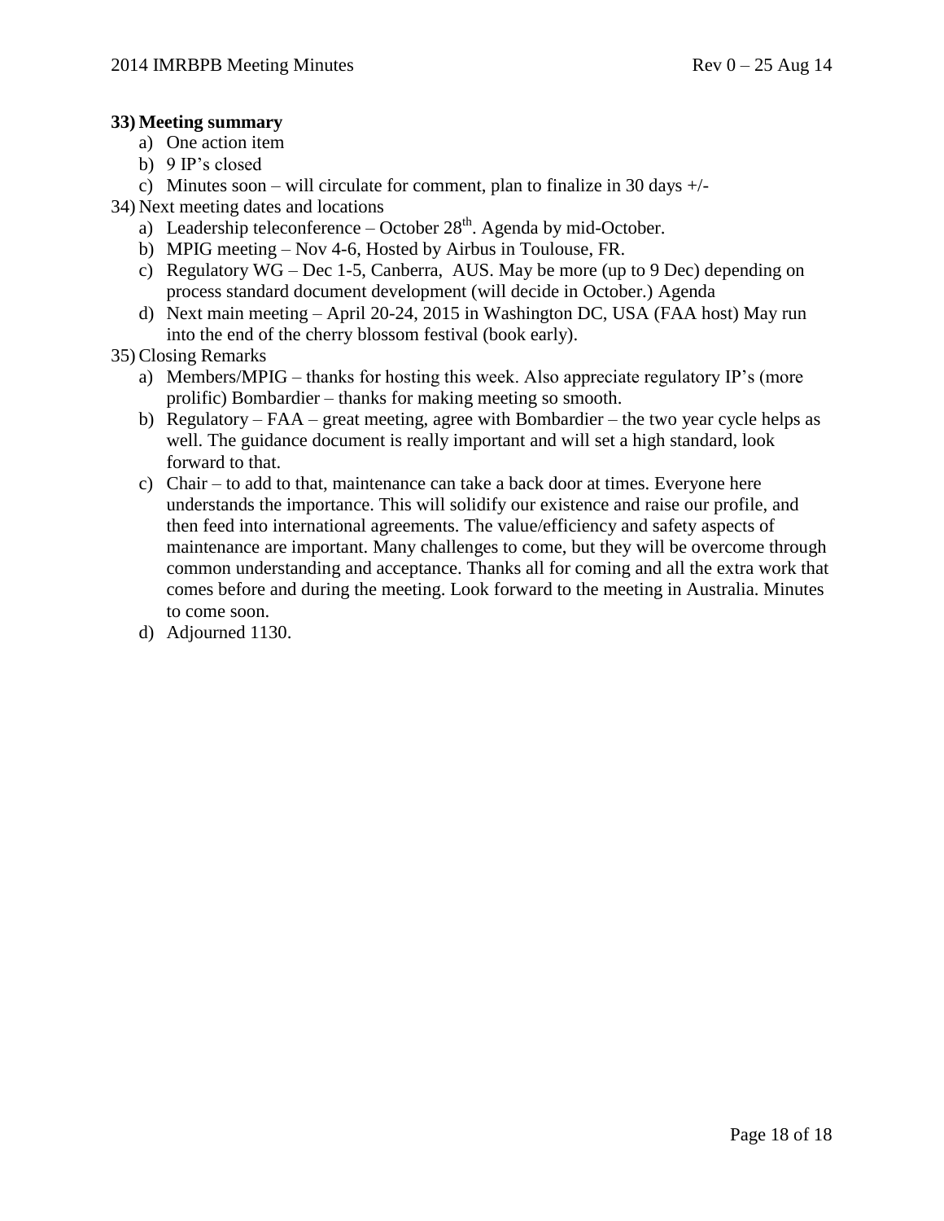**33) Meeting summary**

a) One action item
b) 9 IP's closed
c) Minutes soon – will circulate for comment, plan to finalize in 30 days +/-

34) Next meeting dates and locations

a) Leadership teleconference – October 28th. Agenda by mid-October.
b) MPIG meeting – Nov 4-6, Hosted by Airbus in Toulouse, FR.
c) Regulatory WG – Dec 1-5, Canberra, AUS. May be more (up to 9 Dec) depending on process standard document development (will decide in October.) Agenda
d) Next main meeting – April 20-24, 2015 in Washington DC, USA (FAA host) May run into the end of the cherry blossom festival (book early).

35) Closing Remarks

a) Members/MPIG – thanks for hosting this week. Also appreciate regulatory IP's (more prolific) Bombardier – thanks for making meeting so smooth.
b) Regulatory – FAA – great meeting, agree with Bombardier – the two year cycle helps as well. The guidance document is really important and will set a high standard, look forward to that.
c) Chair – to add to that, maintenance can take a back door at times. Everyone here understands the importance. This will solidify our existence and raise our profile, and then feed into international agreements. The value/efficiency and safety aspects of maintenance are important. Many challenges to come, but they will be overcome through common understanding and acceptance. Thanks all for coming and all the extra work that comes before and during the meeting. Look forward to the meeting in Australia. Minutes to come soon.
d) Adjourned 1130.